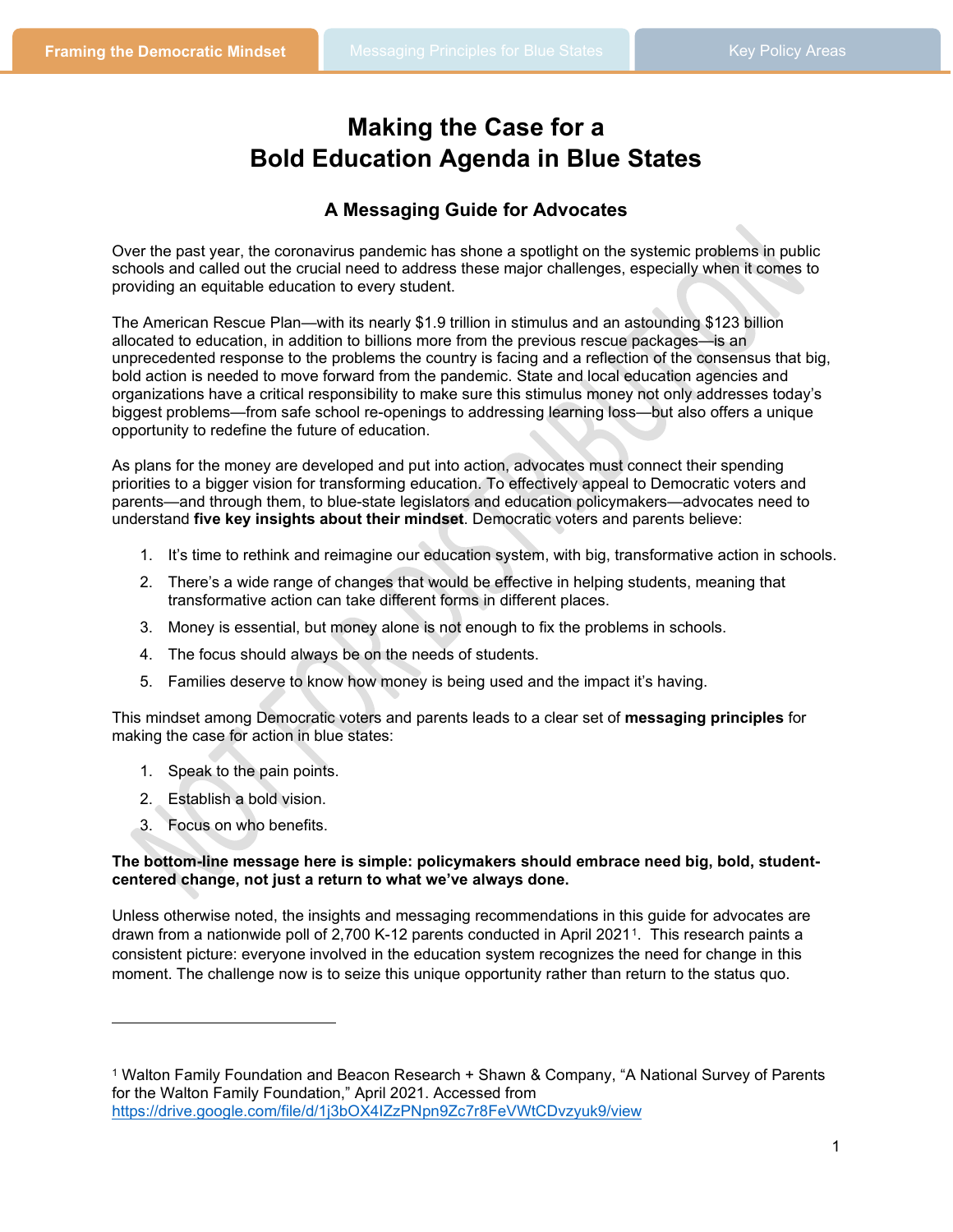# Making the Case for a Bold Education Agenda in Blue States

## A Messaging Guide for Advocates

Over the past year, the coronavirus pandemic has shone a spotlight on the systemic problems in public schools and called out the crucial need to address these major challenges, especially when it comes to providing an equitable education to every student.

The American Rescue Plan—with its nearly $1.9 trillion in stimulus and an astounding $123 billion allocated to education, in addition to billions more from the previous rescue packages—is an unprecedented response to the problems the country is facing and a reflection of the consensus that big, bold action is needed to move forward from the pandemic. State and local education agencies and organizations have a critical responsibility to make sure this stimulus money not only addresses today's biggest problems—from safe school re-openings to addressing learning loss—but also offers a unique opportunity to redefine the future of education.

As plans for the money are developed and put into action, advocates must connect their spending priorities to a bigger vision for transforming education. To effectively appeal to Democratic voters and parents—and through them, to blue-state legislators and education policymakers—advocates need to understand **five key insights about their mindset**. Democratic voters and parents believe:

1. It's time to rethink and reimagine our education system, with big, transformative action in schools.
2. There's a wide range of changes that would be effective in helping students, meaning that transformative action can take different forms in different places.
3. Money is essential, but money alone is not enough to fix the problems in schools.
4. The focus should always be on the needs of students.
5. Families deserve to know how money is being used and the impact it's having.

This mindset among Democratic voters and parents leads to a clear set of **messaging principles** for making the case for action in blue states:

1. Speak to the pain points.
2. Establish a bold vision.
3. Focus on who benefits.

**The bottom-line message here is simple: policymakers should embrace need big, bold, student-centered change, not just a return to what we've always done.**

Unless otherwise noted, the insights and messaging recommendations in this guide for advocates are drawn from a nationwide poll of 2,700 K-12 parents conducted in April 2021[1]. This research paints a consistent picture: everyone involved in the education system recognizes the need for change in this moment. The challenge now is to seize this unique opportunity rather than return to the status quo.

---

[1] Walton Family Foundation and Beacon Research + Shawn & Company, "A National Survey of Parents for the Walton Family Foundation," April 2021. Accessed from https://drive.google.com/file/d/1j3bOX4IZzPNpn9Zc7r8FeVWtCDvzyuk9/view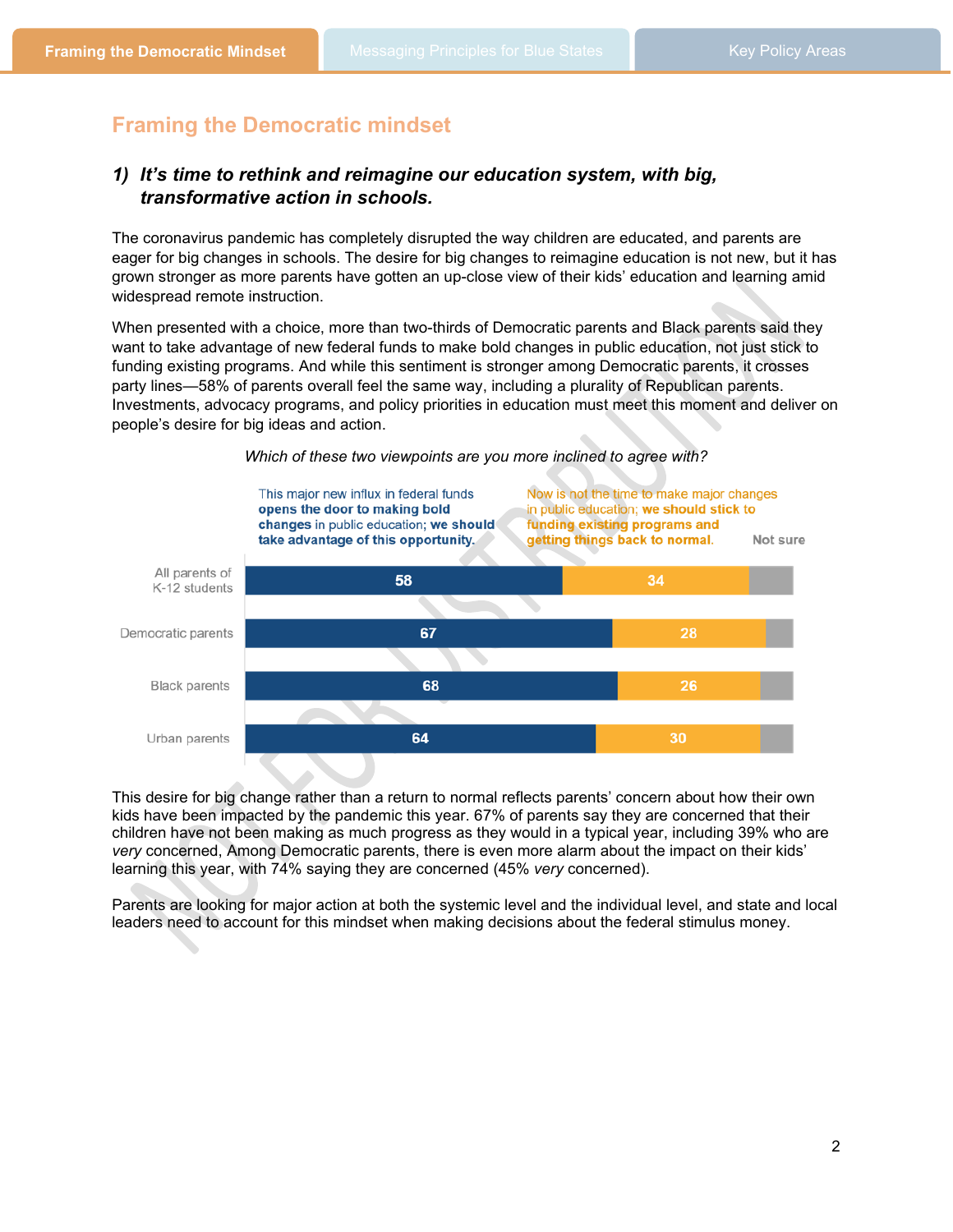## Framing the Democratic mindset

### 1) *It's time to rethink and reimagine our education system, with big, transformative action in schools.*

The coronavirus pandemic has completely disrupted the way children are educated, and parents are eager for big changes in schools. The desire for big changes to reimagine education is not new, but it has grown stronger as more parents have gotten an up-close view of their kids' education and learning amid widespread remote instruction.

When presented with a choice, more than two-thirds of Democratic parents and Black parents said they want to take advantage of new federal funds to make bold changes in public education, not just stick to funding existing programs. And while this sentiment is stronger among Democratic parents, it crosses party lines—58% of parents overall feel the same way, including a plurality of Republican parents. Investments, advocacy programs, and policy priorities in education must meet this moment and deliver on people's desire for big ideas and action.

*Which of these two viewpoints are you more inclined to agree with?*

| | This major new influx in federal funds **opens the door to making bold changes** in public education; **we should take advantage of this opportunity.** | Now is not the time to make major changes in public education; **we should stick to funding existing programs and getting things back to normal.** | Not sure |
|---|---|---|---|
| All parents of K-12 students | 58 | 34 | |
| Democratic parents | 67 | 28 | |
| Black parents | 68 | 26 | |
| Urban parents | 64 | 30 | |

This desire for big change rather than a return to normal reflects parents' concern about how their own kids have been impacted by the pandemic this year. 67% of parents say they are concerned that their children have not been making as much progress as they would in a typical year, including 39% who are *very* concerned, Among Democratic parents, there is even more alarm about the impact on their kids' learning this year, with 74% saying they are concerned (45% *very* concerned).

Parents are looking for major action at both the systemic level and the individual level, and state and local leaders need to account for this mindset when making decisions about the federal stimulus money.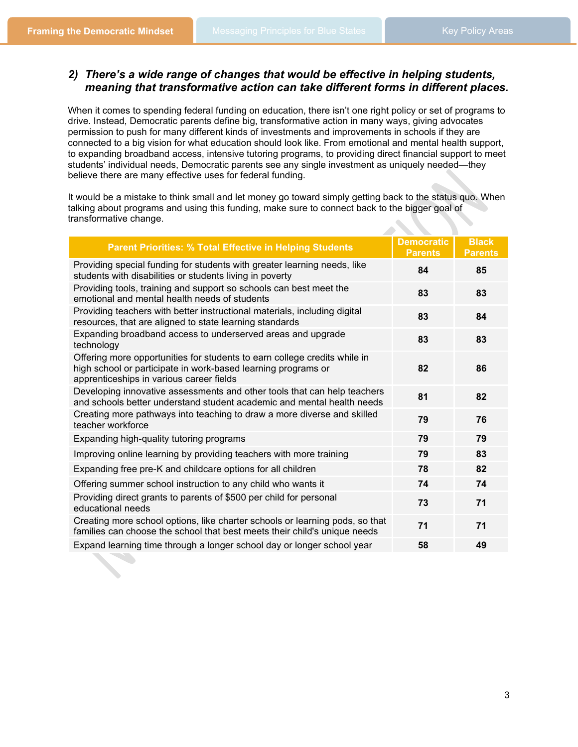## 2) There's a wide range of changes that would be effective in helping students, meaning that transformative action can take different forms in different places.

When it comes to spending federal funding on education, there isn't one right policy or set of programs to drive. Instead, Democratic parents define big, transformative action in many ways, giving advocates permission to push for many different kinds of investments and improvements in schools if they are connected to a big vision for what education should look like. From emotional and mental health support, to expanding broadband access, intensive tutoring programs, to providing direct financial support to meet students' individual needs, Democratic parents see any single investment as uniquely needed—they believe there are many effective uses for federal funding.

It would be a mistake to think small and let money go toward simply getting back to the status quo. When talking about programs and using this funding, make sure to connect back to the bigger goal of transformative change.

| Parent Priorities: % Total Effective in Helping Students | Democratic Parents | Black Parents |
|---|---|---|
| Providing special funding for students with greater learning needs, like students with disabilities or students living in poverty | 84 | 85 |
| Providing tools, training and support so schools can best meet the emotional and mental health needs of students | 83 | 83 |
| Providing teachers with better instructional materials, including digital resources, that are aligned to state learning standards | 83 | 84 |
| Expanding broadband access to underserved areas and upgrade technology | 83 | 83 |
| Offering more opportunities for students to earn college credits while in high school or participate in work-based learning programs or apprenticeships in various career fields | 82 | 86 |
| Developing innovative assessments and other tools that can help teachers and schools better understand student academic and mental health needs | 81 | 82 |
| Creating more pathways into teaching to draw a more diverse and skilled teacher workforce | 79 | 76 |
| Expanding high-quality tutoring programs | 79 | 79 |
| Improving online learning by providing teachers with more training | 79 | 83 |
| Expanding free pre-K and childcare options for all children | 78 | 82 |
| Offering summer school instruction to any child who wants it | 74 | 74 |
| Providing direct grants to parents of $500 per child for personal educational needs | 73 | 71 |
| Creating more school options, like charter schools or learning pods, so that families can choose the school that best meets their child's unique needs | 71 | 71 |
| Expand learning time through a longer school day or longer school year | 58 | 49 |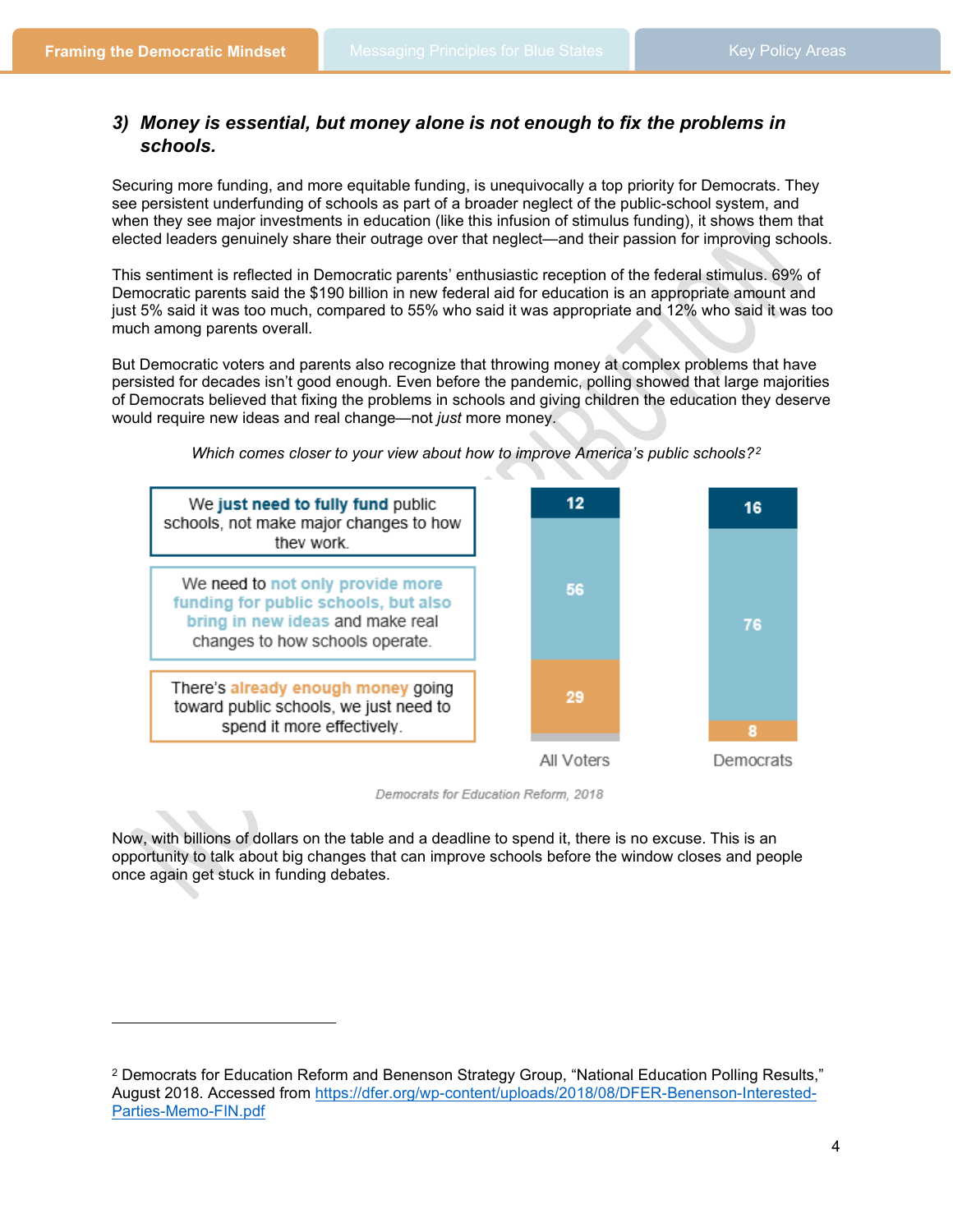### 3) *Money is essential, but money alone is not enough to fix the problems in schools.*

Securing more funding, and more equitable funding, is unequivocally a top priority for Democrats. They see persistent underfunding of schools as part of a broader neglect of the public-school system, and when they see major investments in education (like this infusion of stimulus funding), it shows them that elected leaders genuinely share their outrage over that neglect—and their passion for improving schools.

This sentiment is reflected in Democratic parents' enthusiastic reception of the federal stimulus. 69% of Democratic parents said the $190 billion in new federal aid for education is an appropriate amount and just 5% said it was too much, compared to 55% who said it was appropriate and 12% who said it was too much among parents overall.

But Democratic voters and parents also recognize that throwing money at complex problems that have persisted for decades isn't good enough. Even before the pandemic, polling showed that large majorities of Democrats believed that fixing the problems in schools and giving children the education they deserve would require new ideas and real change—not *just* more money.

*Which comes closer to your view about how to improve America's public schools?*[2]

| | All Voters | Democrats |
|---|---|---|
| We **just need to fully fund** public schools, not make major changes to how they work. | 12 | 16 |
| We need to **not only provide more funding for public schools, but also bring in new ideas** and make real changes to how schools operate. | 56 | 76 |
| There's **already enough money** going toward public schools, we just need to spend it more effectively. | 29 | 8 |

*Democrats for Education Reform, 2018*

Now, with billions of dollars on the table and a deadline to spend it, there is no excuse. This is an opportunity to talk about big changes that can improve schools before the window closes and people once again get stuck in funding debates.

---

[2] Democrats for Education Reform and Benenson Strategy Group, "National Education Polling Results," August 2018. Accessed from https://dfer.org/wp-content/uploads/2018/08/DFER-Benenson-Interested-Parties-Memo-FIN.pdf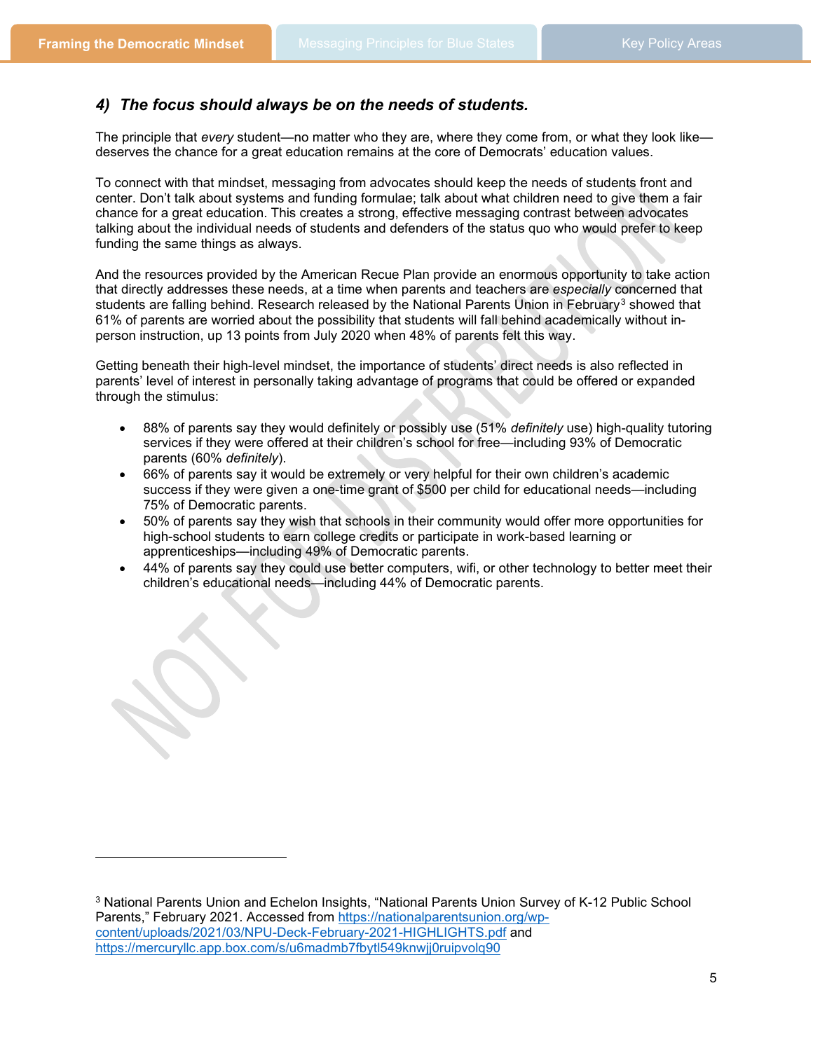#### 4) *The focus should always be on the needs of students.*

The principle that *every* student—no matter who they are, where they come from, or what they look like—deserves the chance for a great education remains at the core of Democrats' education values.

To connect with that mindset, messaging from advocates should keep the needs of students front and center. Don't talk about systems and funding formulae; talk about what children need to give them a fair chance for a great education. This creates a strong, effective messaging contrast between advocates talking about the individual needs of students and defenders of the status quo who would prefer to keep funding the same things as always.

And the resources provided by the American Recue Plan provide an enormous opportunity to take action that directly addresses these needs, at a time when parents and teachers are *especially* concerned that students are falling behind. Research released by the National Parents Union in February[3] showed that 61% of parents are worried about the possibility that students will fall behind academically without in-person instruction, up 13 points from July 2020 when 48% of parents felt this way.

Getting beneath their high-level mindset, the importance of students' direct needs is also reflected in parents' level of interest in personally taking advantage of programs that could be offered or expanded through the stimulus:

- 88% of parents say they would definitely or possibly use (51% *definitely* use) high-quality tutoring services if they were offered at their children's school for free—including 93% of Democratic parents (60% *definitely*).
- 66% of parents say it would be extremely or very helpful for their own children's academic success if they were given a one-time grant of $500 per child for educational needs—including 75% of Democratic parents.
- 50% of parents say they wish that schools in their community would offer more opportunities for high-school students to earn college credits or participate in work-based learning or apprenticeships—including 49% of Democratic parents.
- 44% of parents say they could use better computers, wifi, or other technology to better meet their children's educational needs—including 44% of Democratic parents.

---

[3] National Parents Union and Echelon Insights, "National Parents Union Survey of K-12 Public School Parents," February 2021. Accessed from https://nationalparentsunion.org/wp-content/uploads/2021/03/NPU-Deck-February-2021-HIGHLIGHTS.pdf and https://mercuryllc.app.box.com/s/u6madmb7fbytl549knwjj0ruipvolq90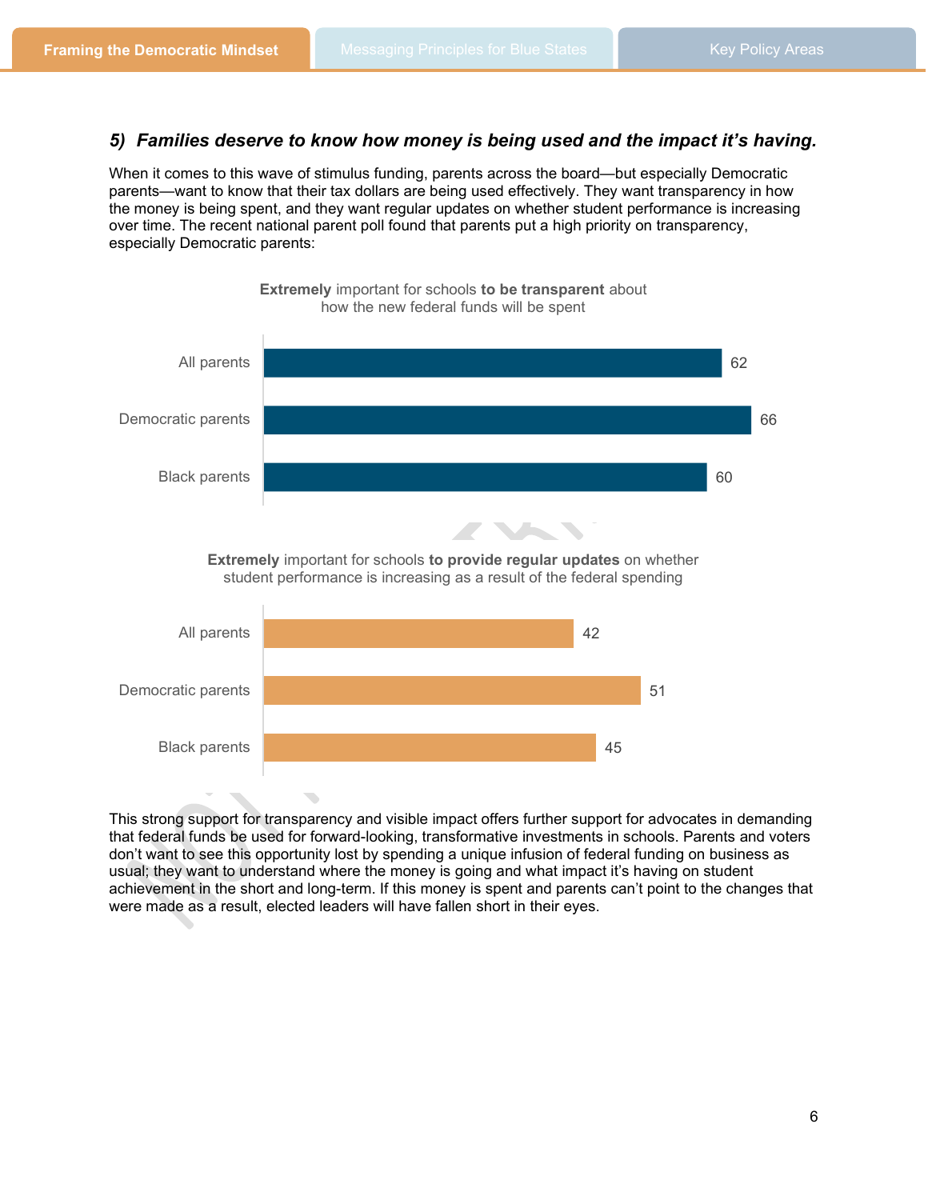### *5) Families deserve to know how money is being used and the impact it's having.*

When it comes to this wave of stimulus funding, parents across the board—but especially Democratic parents—want to know that their tax dollars are being used effectively. They want transparency in how the money is being spent, and they want regular updates on whether student performance is increasing over time. The recent national parent poll found that parents put a high priority on transparency, especially Democratic parents:

**Extremely** important for schools **to be transparent** about how the new federal funds will be spent

| Group | % |
|---|---|
| All parents | 62 |
| Democratic parents | 66 |
| Black parents | 60 |

**Extremely** important for schools **to provide regular updates** on whether student performance is increasing as a result of the federal spending

| Group | % |
|---|---|
| All parents | 42 |
| Democratic parents | 51 |
| Black parents | 45 |

This strong support for transparency and visible impact offers further support for advocates in demanding that federal funds be used for forward-looking, transformative investments in schools. Parents and voters don't want to see this opportunity lost by spending a unique infusion of federal funding on business as usual; they want to understand where the money is going and what impact it's having on student achievement in the short and long-term. If this money is spent and parents can't point to the changes that were made as a result, elected leaders will have fallen short in their eyes.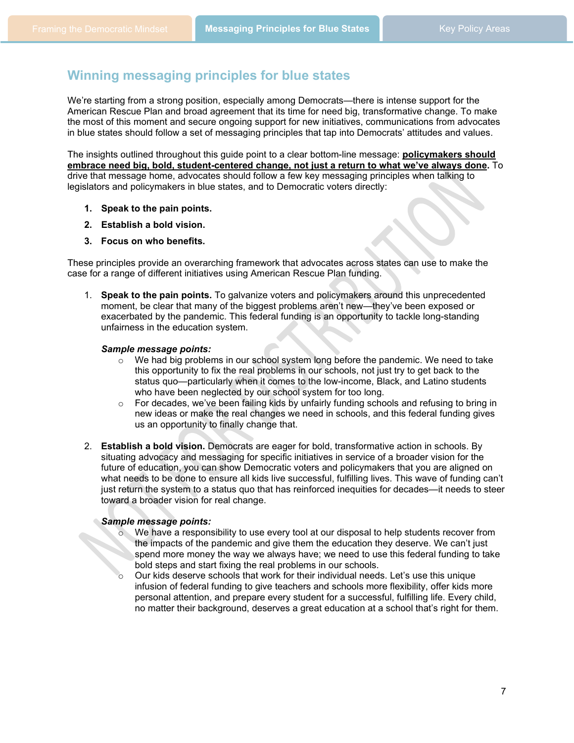## Winning messaging principles for blue states

We're starting from a strong position, especially among Democrats—there is intense support for the American Rescue Plan and broad agreement that its time for need big, transformative change. To make the most of this moment and secure ongoing support for new initiatives, communications from advocates in blue states should follow a set of messaging principles that tap into Democrats' attitudes and values.

The insights outlined throughout this guide point to a clear bottom-line message: **policymakers should embrace need big, bold, student-centered change, not just a return to what we've always done.** To drive that message home, advocates should follow a few key messaging principles when talking to legislators and policymakers in blue states, and to Democratic voters directly:

1. **Speak to the pain points.**
2. **Establish a bold vision.**
3. **Focus on who benefits.**

These principles provide an overarching framework that advocates across states can use to make the case for a range of different initiatives using American Rescue Plan funding.

1. **Speak to the pain points.** To galvanize voters and policymakers around this unprecedented moment, be clear that many of the biggest problems aren't new—they've been exposed or exacerbated by the pandemic. This federal funding is an opportunity to tackle long-standing unfairness in the education system.

   ***Sample message points:***
   - We had big problems in our school system long before the pandemic. We need to take this opportunity to fix the real problems in our schools, not just try to get back to the status quo—particularly when it comes to the low-income, Black, and Latino students who have been neglected by our school system for too long.
   - For decades, we've been failing kids by unfairly funding schools and refusing to bring in new ideas or make the real changes we need in schools, and this federal funding gives us an opportunity to finally change that.

2. **Establish a bold vision.** Democrats are eager for bold, transformative action in schools. By situating advocacy and messaging for specific initiatives in service of a broader vision for the future of education, you can show Democratic voters and policymakers that you are aligned on what needs to be done to ensure all kids live successful, fulfilling lives. This wave of funding can't just return the system to a status quo that has reinforced inequities for decades—it needs to steer toward a broader vision for real change.

   ***Sample message points:***
   - We have a responsibility to use every tool at our disposal to help students recover from the impacts of the pandemic and give them the education they deserve. We can't just spend more money the way we always have; we need to use this federal funding to take bold steps and start fixing the real problems in our schools.
   - Our kids deserve schools that work for their individual needs. Let's use this unique infusion of federal funding to give teachers and schools more flexibility, offer kids more personal attention, and prepare every student for a successful, fulfilling life. Every child, no matter their background, deserves a great education at a school that's right for them.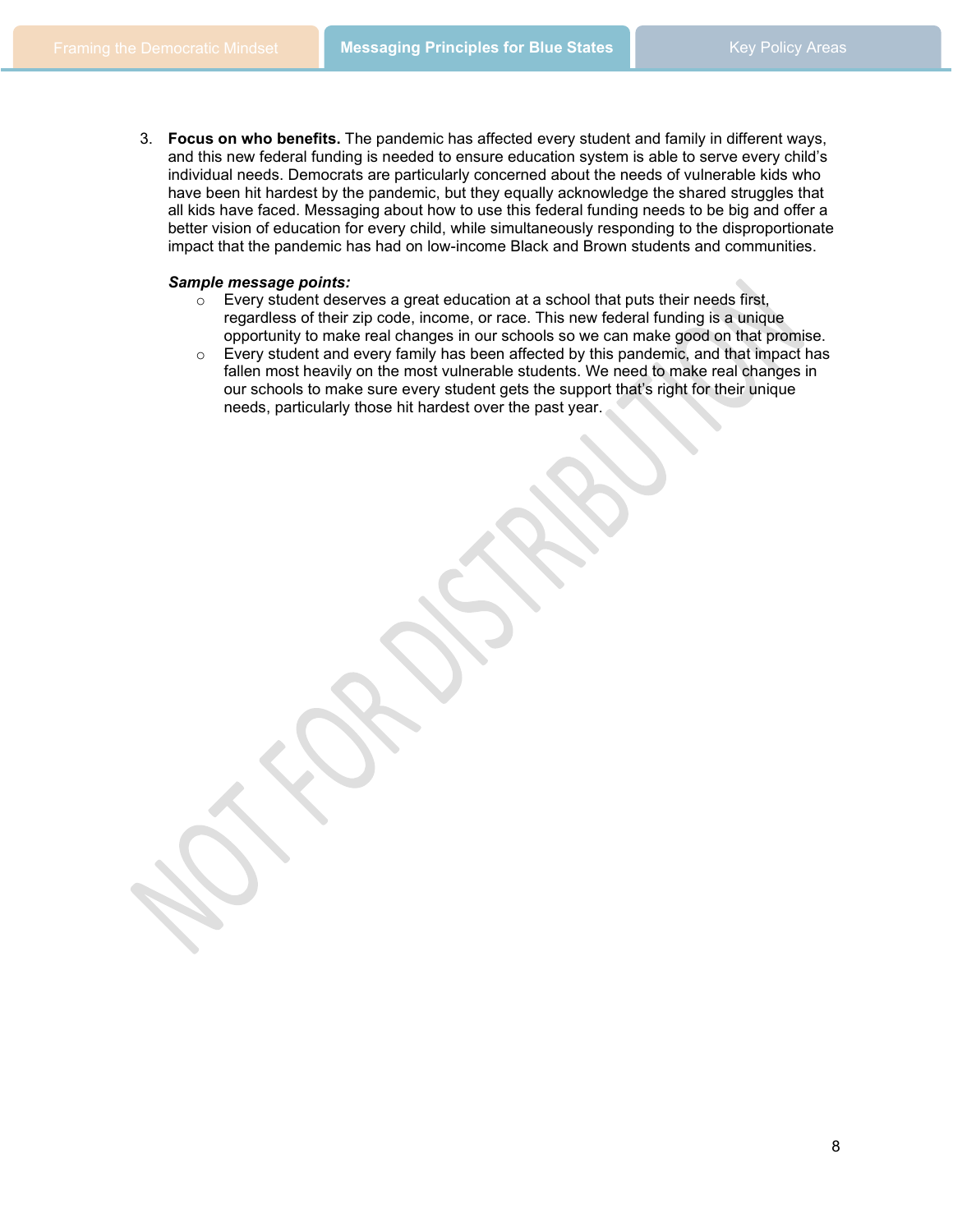3. **Focus on who benefits.** The pandemic has affected every student and family in different ways, and this new federal funding is needed to ensure education system is able to serve every child's individual needs. Democrats are particularly concerned about the needs of vulnerable kids who have been hit hardest by the pandemic, but they equally acknowledge the shared struggles that all kids have faced. Messaging about how to use this federal funding needs to be big and offer a better vision of education for every child, while simultaneously responding to the disproportionate impact that the pandemic has had on low-income Black and Brown students and communities.

   ***Sample message points:***
   - Every student deserves a great education at a school that puts their needs first, regardless of their zip code, income, or race. This new federal funding is a unique opportunity to make real changes in our schools so we can make good on that promise.
   - Every student and every family has been affected by this pandemic, and that impact has fallen most heavily on the most vulnerable students. We need to make real changes in our schools to make sure every student gets the support that's right for their unique needs, particularly those hit hardest over the past year.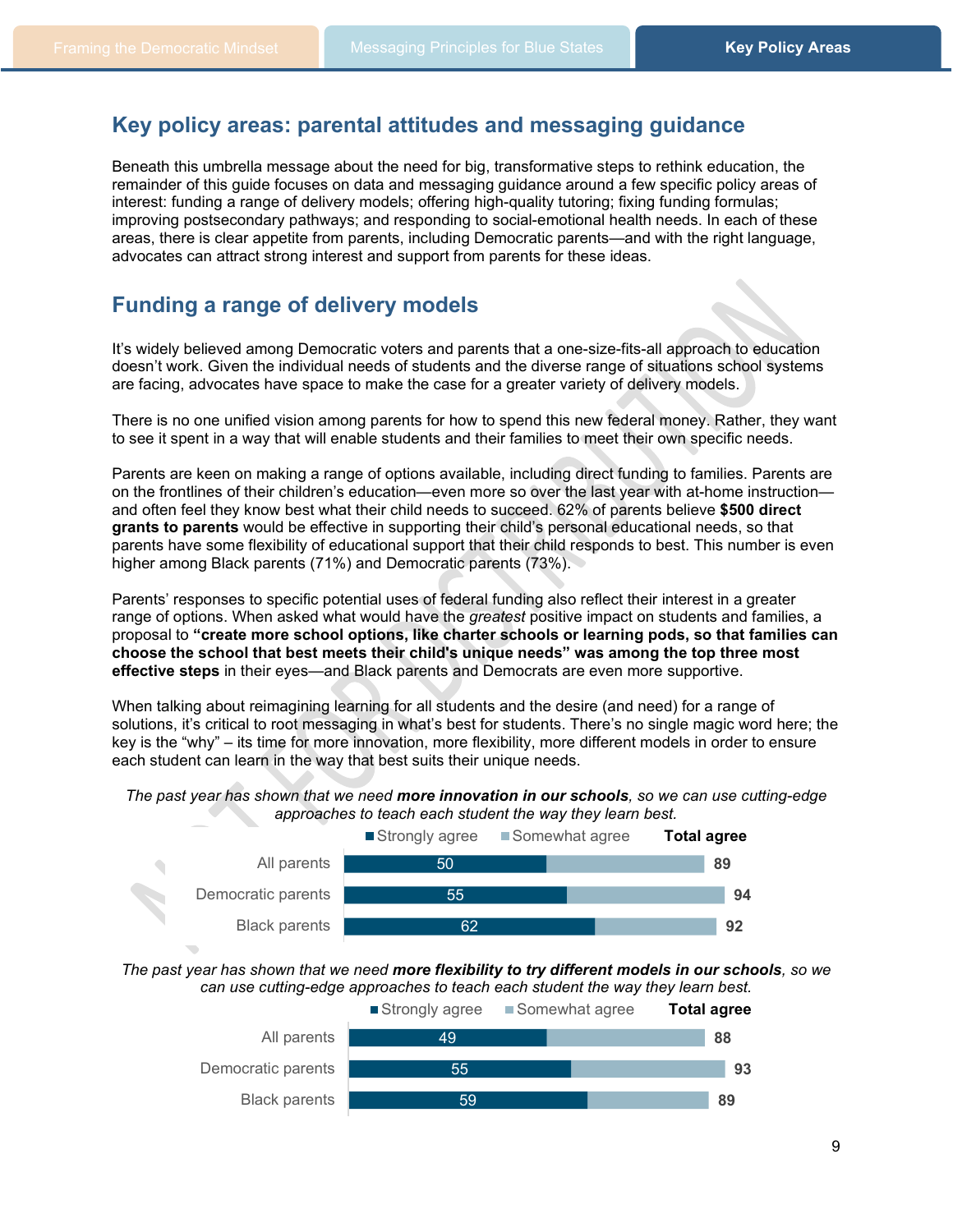## Key policy areas: parental attitudes and messaging guidance

Beneath this umbrella message about the need for big, transformative steps to rethink education, the remainder of this guide focuses on data and messaging guidance around a few specific policy areas of interest: funding a range of delivery models; offering high-quality tutoring; fixing funding formulas; improving postsecondary pathways; and responding to social-emotional health needs. In each of these areas, there is clear appetite from parents, including Democratic parents—and with the right language, advocates can attract strong interest and support from parents for these ideas.

## Funding a range of delivery models

It's widely believed among Democratic voters and parents that a one-size-fits-all approach to education doesn't work. Given the individual needs of students and the diverse range of situations school systems are facing, advocates have space to make the case for a greater variety of delivery models.

There is no one unified vision among parents for how to spend this new federal money. Rather, they want to see it spent in a way that will enable students and their families to meet their own specific needs.

Parents are keen on making a range of options available, including direct funding to families. Parents are on the frontlines of their children's education—even more so over the last year with at-home instruction—and often feel they know best what their child needs to succeed. 62% of parents believe **$500 direct grants to parents** would be effective in supporting their child's personal educational needs, so that parents have some flexibility of educational support that their child responds to best. This number is even higher among Black parents (71%) and Democratic parents (73%).

Parents' responses to specific potential uses of federal funding also reflect their interest in a greater range of options. When asked what would have the *greatest* positive impact on students and families, a proposal to **"create more school options, like charter schools or learning pods, so that families can choose the school that best meets their child's unique needs" was among the top three most effective steps** in their eyes—and Black parents and Democrats are even more supportive.

When talking about reimagining learning for all students and the desire (and need) for a range of solutions, it's critical to root messaging in what's best for students. There's no single magic word here; the key is the "why" – its time for more innovation, more flexibility, more different models in order to ensure each student can learn in the way that best suits their unique needs.

*The past year has shown that we need **more innovation in our schools**, so we can use cutting-edge approaches to teach each student the way they learn best.*

| | Strongly agree | Total agree |
|---|---|---|
| All parents | 50 | 89 |
| Democratic parents | 55 | 94 |
| Black parents | 62 | 92 |

*The past year has shown that we need **more flexibility to try different models in our schools**, so we can use cutting-edge approaches to teach each student the way they learn best.*

| | Strongly agree | Total agree |
|---|---|---|
| All parents | 49 | 88 |
| Democratic parents | 55 | 93 |
| Black parents | 59 | 89 |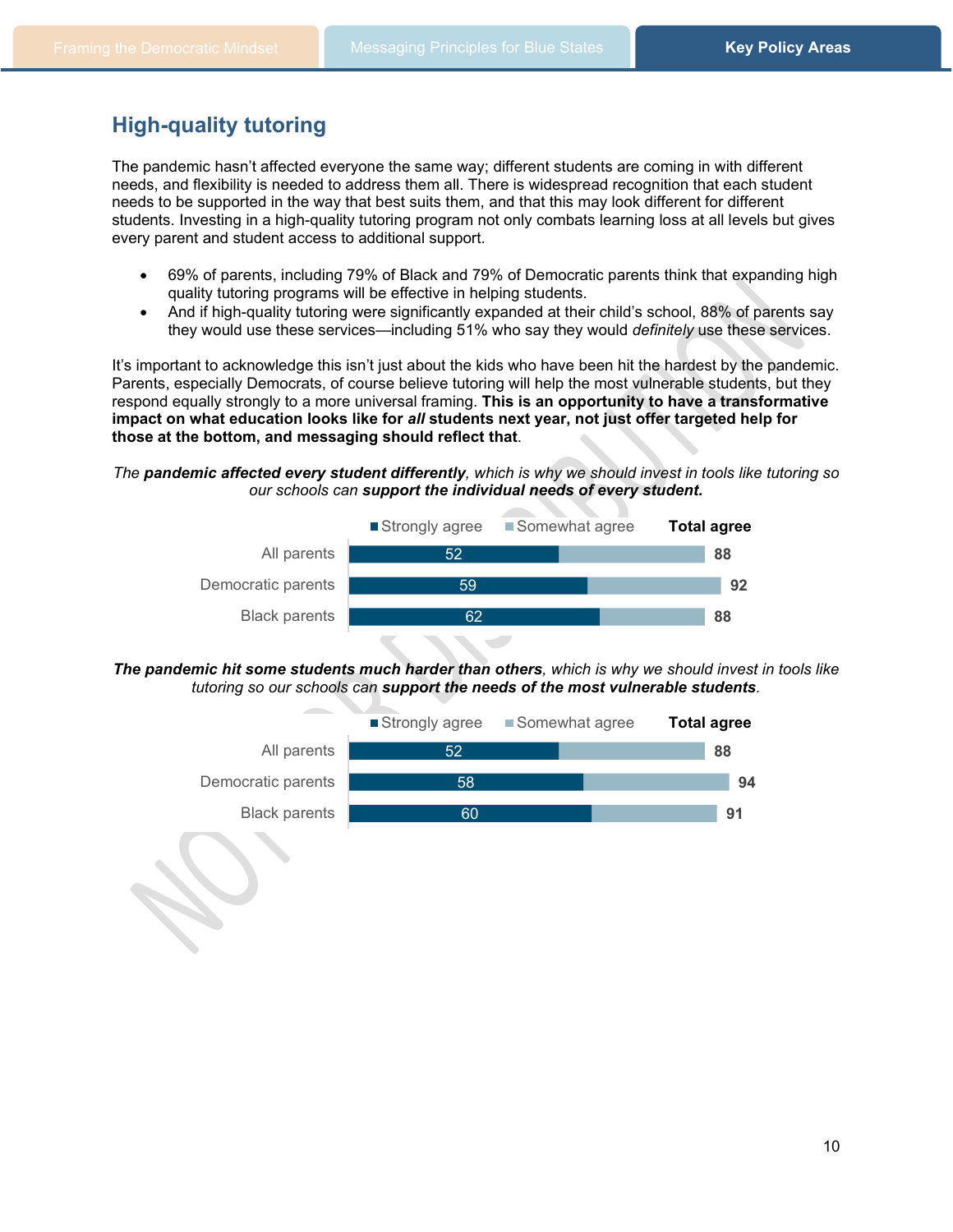## High-quality tutoring

The pandemic hasn't affected everyone the same way; different students are coming in with different needs, and flexibility is needed to address them all. There is widespread recognition that each student needs to be supported in the way that best suits them, and that this may look different for different students. Investing in a high-quality tutoring program not only combats learning loss at all levels but gives every parent and student access to additional support.

- 69% of parents, including 79% of Black and 79% of Democratic parents think that expanding high quality tutoring programs will be effective in helping students.
- And if high-quality tutoring were significantly expanded at their child's school, 88% of parents say they would use these services—including 51% who say they would *definitely* use these services.

It's important to acknowledge this isn't just about the kids who have been hit the hardest by the pandemic. Parents, especially Democrats, of course believe tutoring will help the most vulnerable students, but they respond equally strongly to a more universal framing. **This is an opportunity to have a transformative impact on what education looks like for *all* students next year, not just offer targeted help for those at the bottom, and messaging should reflect that**.

*The **pandemic affected every student differently**, which is why we should invest in tools like tutoring so our schools can **support the individual needs of every student.***

| | Strongly agree | Total agree |
|---|---|---|
| All parents | 52 | 88 |
| Democratic parents | 59 | 92 |
| Black parents | 62 | 88 |

***The pandemic hit some students much harder than others**, which is why we should invest in tools like tutoring so our schools can **support the needs of the most vulnerable students**.*

| | Strongly agree | Total agree |
|---|---|---|
| All parents | 52 | 88 |
| Democratic parents | 58 | 94 |
| Black parents | 60 | 91 |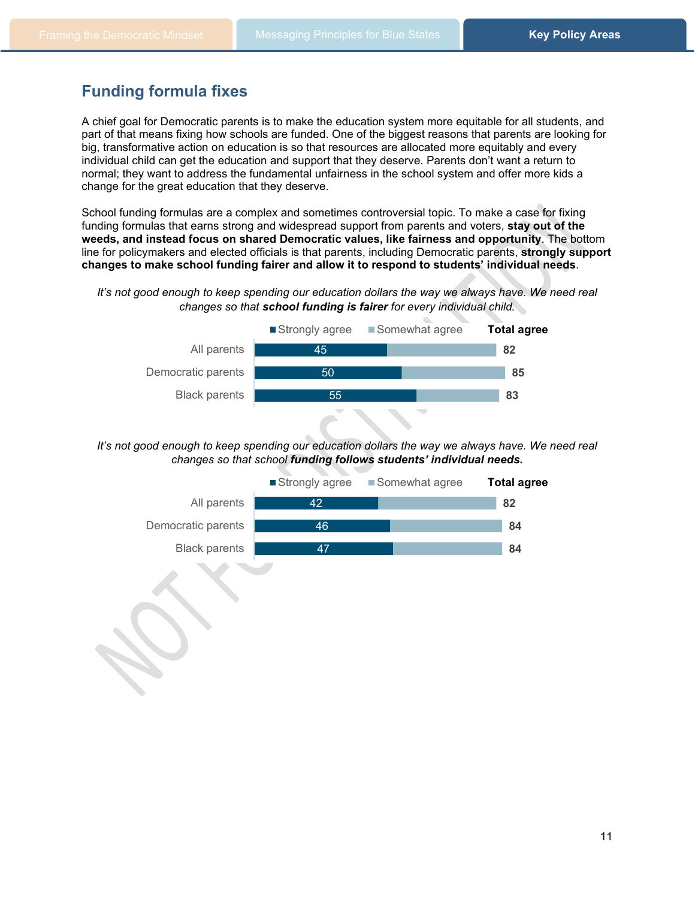## Funding formula fixes

A chief goal for Democratic parents is to make the education system more equitable for all students, and part of that means fixing how schools are funded. One of the biggest reasons that parents are looking for big, transformative action on education is so that resources are allocated more equitably and every individual child can get the education and support that they deserve. Parents don't want a return to normal; they want to address the fundamental unfairness in the school system and offer more kids a change for the great education that they deserve.

School funding formulas are a complex and sometimes controversial topic. To make a case for fixing funding formulas that earns strong and widespread support from parents and voters, **stay out of the weeds, and instead focus on shared Democratic values, like fairness and opportunity**. The bottom line for policymakers and elected officials is that parents, including Democratic parents, **strongly support changes to make school funding fairer and allow it to respond to students' individual needs**.

*It's not good enough to keep spending our education dollars the way we always have. We need real changes so that **school funding is fairer** for every individual child.*

| | Strongly agree | Total agree |
|---|---|---|
| All parents | 45 | 82 |
| Democratic parents | 50 | 85 |
| Black parents | 55 | 83 |

*It's not good enough to keep spending our education dollars the way we always have. We need real changes so that school **funding follows students' individual needs.***

| | Strongly agree | Total agree |
|---|---|---|
| All parents | 42 | 82 |
| Democratic parents | 46 | 84 |
| Black parents | 47 | 84 |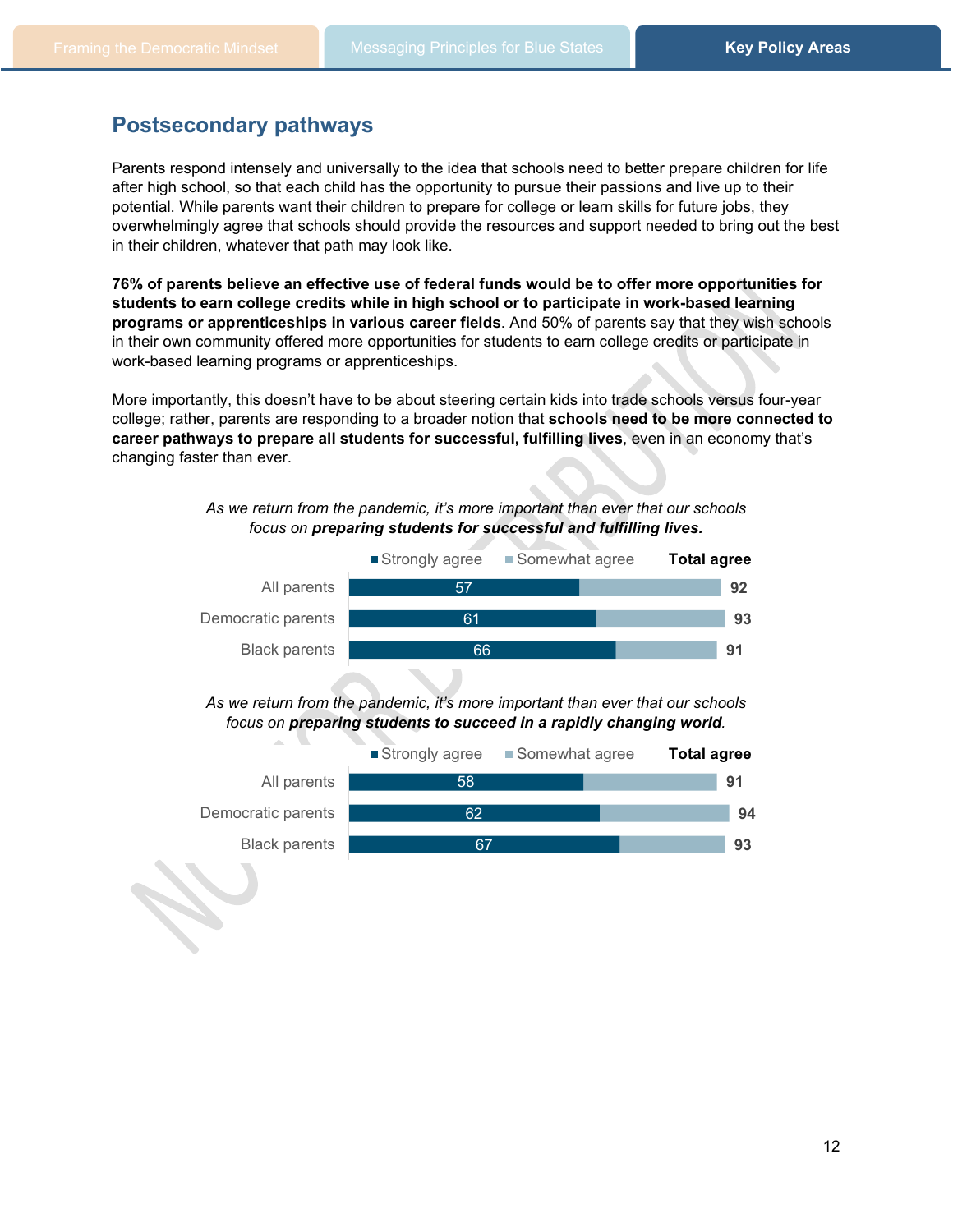## Postsecondary pathways

Parents respond intensely and universally to the idea that schools need to better prepare children for life after high school, so that each child has the opportunity to pursue their passions and live up to their potential. While parents want their children to prepare for college or learn skills for future jobs, they overwhelmingly agree that schools should provide the resources and support needed to bring out the best in their children, whatever that path may look like.

**76% of parents believe an effective use of federal funds would be to offer more opportunities for students to earn college credits while in high school or to participate in work-based learning programs or apprenticeships in various career fields**. And 50% of parents say that they wish schools in their own community offered more opportunities for students to earn college credits or participate in work-based learning programs or apprenticeships.

More importantly, this doesn't have to be about steering certain kids into trade schools versus four-year college; rather, parents are responding to a broader notion that **schools need to be more connected to career pathways to prepare all students for successful, fulfilling lives**, even in an economy that's changing faster than ever.

*As we return from the pandemic, it's more important than ever that our schools focus on **preparing students for successful and fulfilling lives.***

| | Strongly agree | Total agree |
|---|---|---|
| All parents | 57 | 92 |
| Democratic parents | 61 | 93 |
| Black parents | 66 | 91 |

*As we return from the pandemic, it's more important than ever that our schools focus on **preparing students to succeed in a rapidly changing world**.*

| | Strongly agree | Total agree |
|---|---|---|
| All parents | 58 | 91 |
| Democratic parents | 62 | 94 |
| Black parents | 67 | 93 |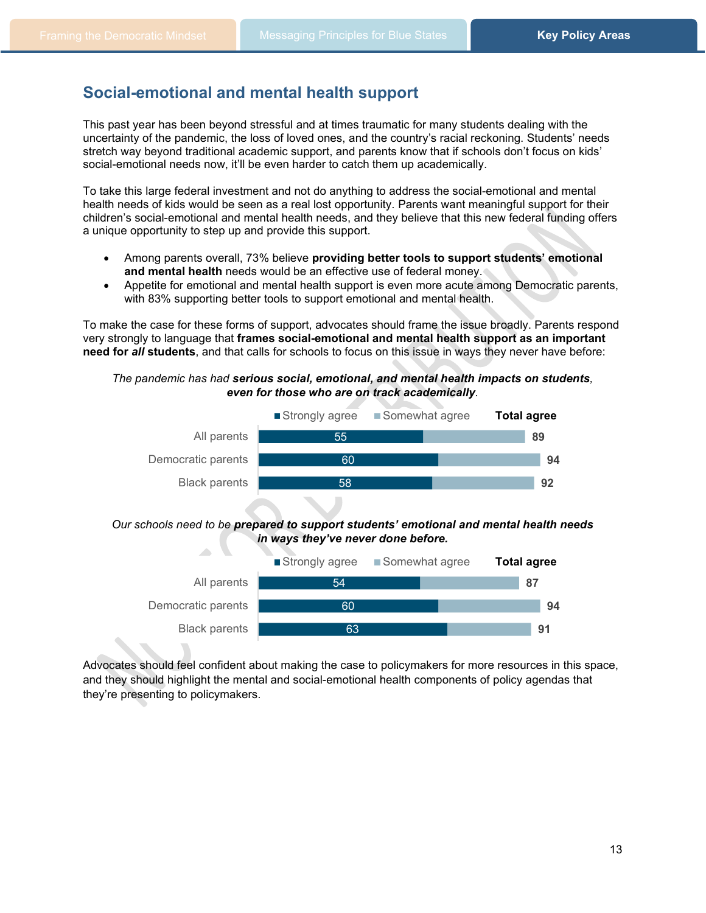## Social-emotional and mental health support

This past year has been beyond stressful and at times traumatic for many students dealing with the uncertainty of the pandemic, the loss of loved ones, and the country's racial reckoning. Students' needs stretch way beyond traditional academic support, and parents know that if schools don't focus on kids' social-emotional needs now, it'll be even harder to catch them up academically.

To take this large federal investment and not do anything to address the social-emotional and mental health needs of kids would be seen as a real lost opportunity. Parents want meaningful support for their children's social-emotional and mental health needs, and they believe that this new federal funding offers a unique opportunity to step up and provide this support.

- Among parents overall, 73% believe **providing better tools to support students' emotional and mental health** needs would be an effective use of federal money.
- Appetite for emotional and mental health support is even more acute among Democratic parents, with 83% supporting better tools to support emotional and mental health.

To make the case for these forms of support, advocates should frame the issue broadly. Parents respond very strongly to language that **frames social-emotional and mental health support as an important need for *all* students**, and that calls for schools to focus on this issue in ways they never have before:

*The pandemic has had* ***serious social, emotional, and mental health impacts on students, even for those who are on track academically****.*

| | Strongly agree | Total agree |
|---|---|---|
| All parents | 55 | 89 |
| Democratic parents | 60 | 94 |
| Black parents | 58 | 92 |

*Our schools need to be* ***prepared to support students' emotional and mental health needs in ways they've never done before.***

| | Strongly agree | Total agree |
|---|---|---|
| All parents | 54 | 87 |
| Democratic parents | 60 | 94 |
| Black parents | 63 | 91 |

Advocates should feel confident about making the case to policymakers for more resources in this space, and they should highlight the mental and social-emotional health components of policy agendas that they're presenting to policymakers.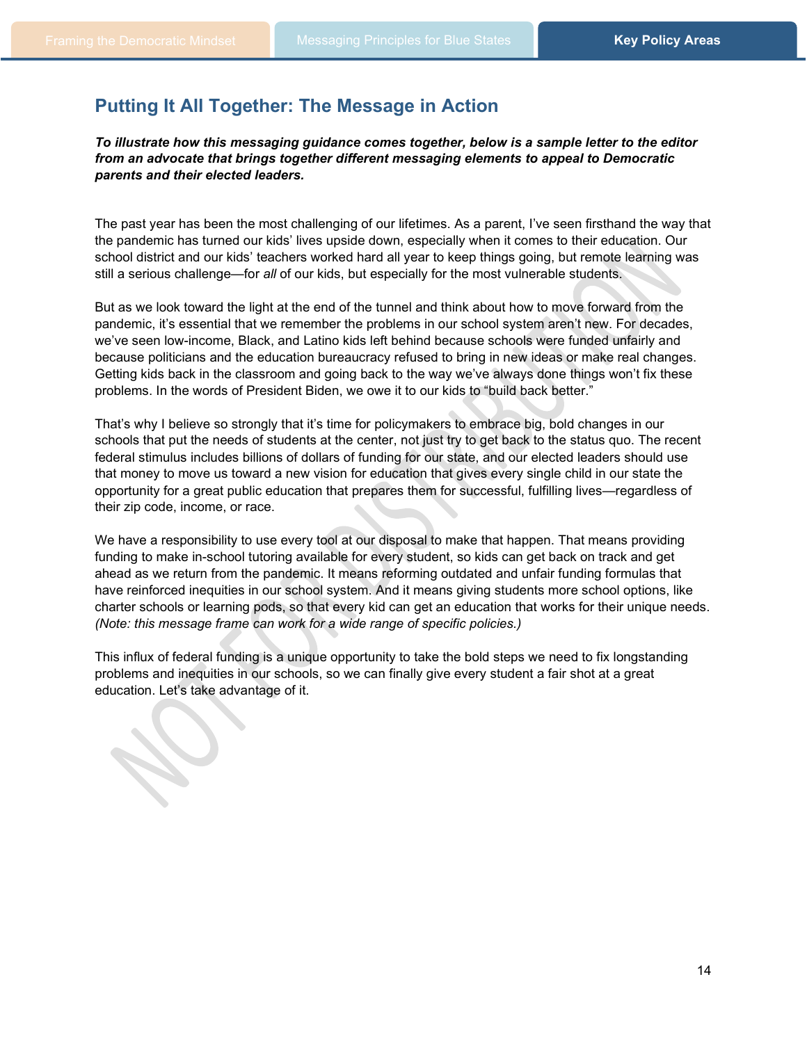## Putting It All Together: The Message in Action

***To illustrate how this messaging guidance comes together, below is a sample letter to the editor from an advocate that brings together different messaging elements to appeal to Democratic parents and their elected leaders.***

The past year has been the most challenging of our lifetimes. As a parent, I've seen firsthand the way that the pandemic has turned our kids' lives upside down, especially when it comes to their education. Our school district and our kids' teachers worked hard all year to keep things going, but remote learning was still a serious challenge—for *all* of our kids, but especially for the most vulnerable students.

But as we look toward the light at the end of the tunnel and think about how to move forward from the pandemic, it's essential that we remember the problems in our school system aren't new. For decades, we've seen low-income, Black, and Latino kids left behind because schools were funded unfairly and because politicians and the education bureaucracy refused to bring in new ideas or make real changes. Getting kids back in the classroom and going back to the way we've always done things won't fix these problems. In the words of President Biden, we owe it to our kids to "build back better."

That's why I believe so strongly that it's time for policymakers to embrace big, bold changes in our schools that put the needs of students at the center, not just try to get back to the status quo. The recent federal stimulus includes billions of dollars of funding for our state, and our elected leaders should use that money to move us toward a new vision for education that gives every single child in our state the opportunity for a great public education that prepares them for successful, fulfilling lives—regardless of their zip code, income, or race.

We have a responsibility to use every tool at our disposal to make that happen. That means providing funding to make in-school tutoring available for every student, so kids can get back on track and get ahead as we return from the pandemic. It means reforming outdated and unfair funding formulas that have reinforced inequities in our school system. And it means giving students more school options, like charter schools or learning pods, so that every kid can get an education that works for their unique needs. *(Note: this message frame can work for a wide range of specific policies.)*

This influx of federal funding is a unique opportunity to take the bold steps we need to fix longstanding problems and inequities in our schools, so we can finally give every student a fair shot at a great education. Let's take advantage of it.